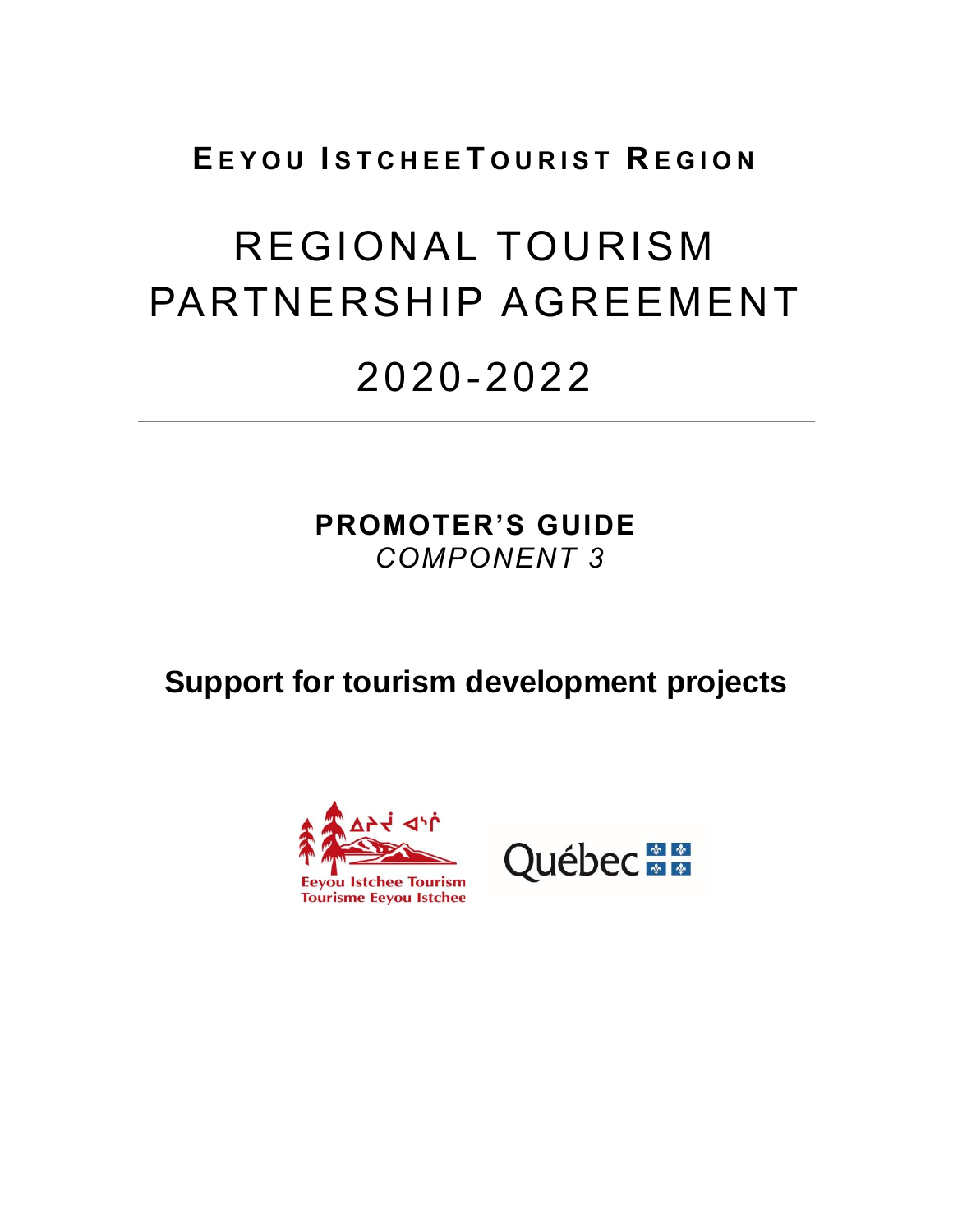**EEYOU ISTCHEETOURIST REGION**

# REGIONAL TOURISM PARTNERSHIP AGREEMENT

# 2020-2022

---

**PROMOTER'S GUIDE**

*COMPONENT 3*

## Support for tourism development projects

ᐄᔨᔫ ᐊᔅᒌ

Eeyou Istchee Tourism
Tourisme Eeyou Istchee

Québec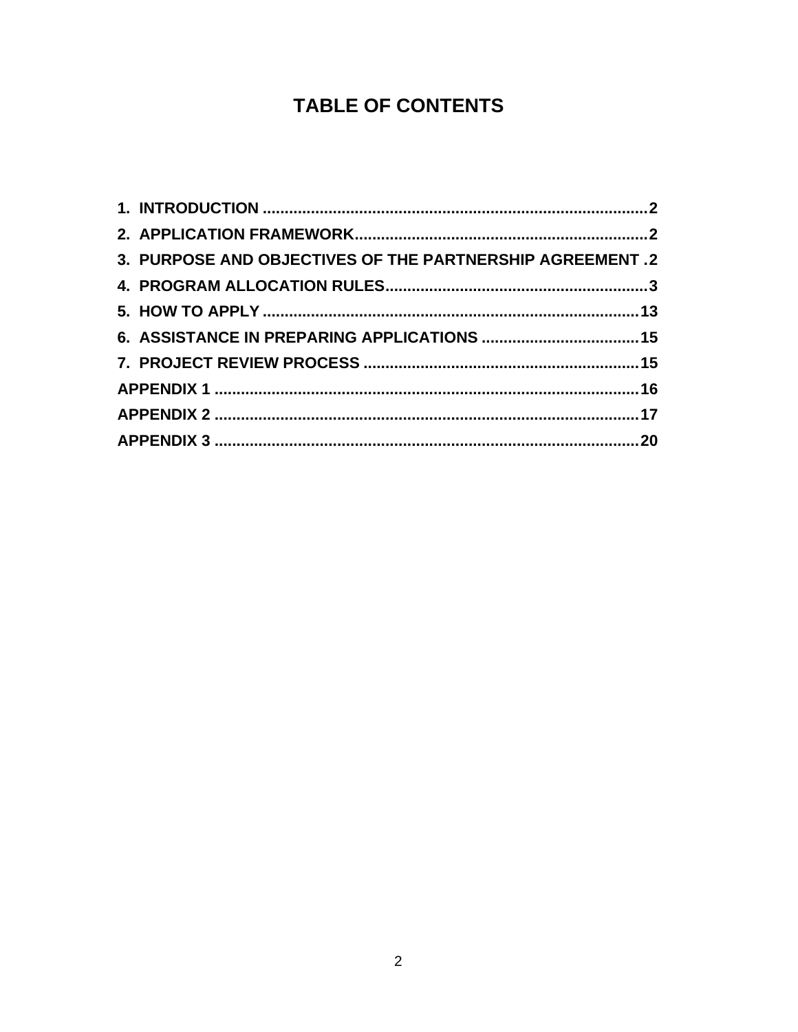# TABLE OF CONTENTS

1. INTRODUCTION .......................................................................................2
2. APPLICATION FRAMEWORK..................................................................2
3. PURPOSE AND OBJECTIVES OF THE PARTNERSHIP AGREEMENT .2
4. PROGRAM ALLOCATION RULES...........................................................3
5. HOW TO APPLY .....................................................................................13
6. ASSISTANCE IN PREPARING APPLICATIONS ...................................15
7. PROJECT REVIEW PROCESS ..............................................................15

APPENDIX 1 ................................................................................................16
APPENDIX 2 ................................................................................................17
APPENDIX 3 ................................................................................................20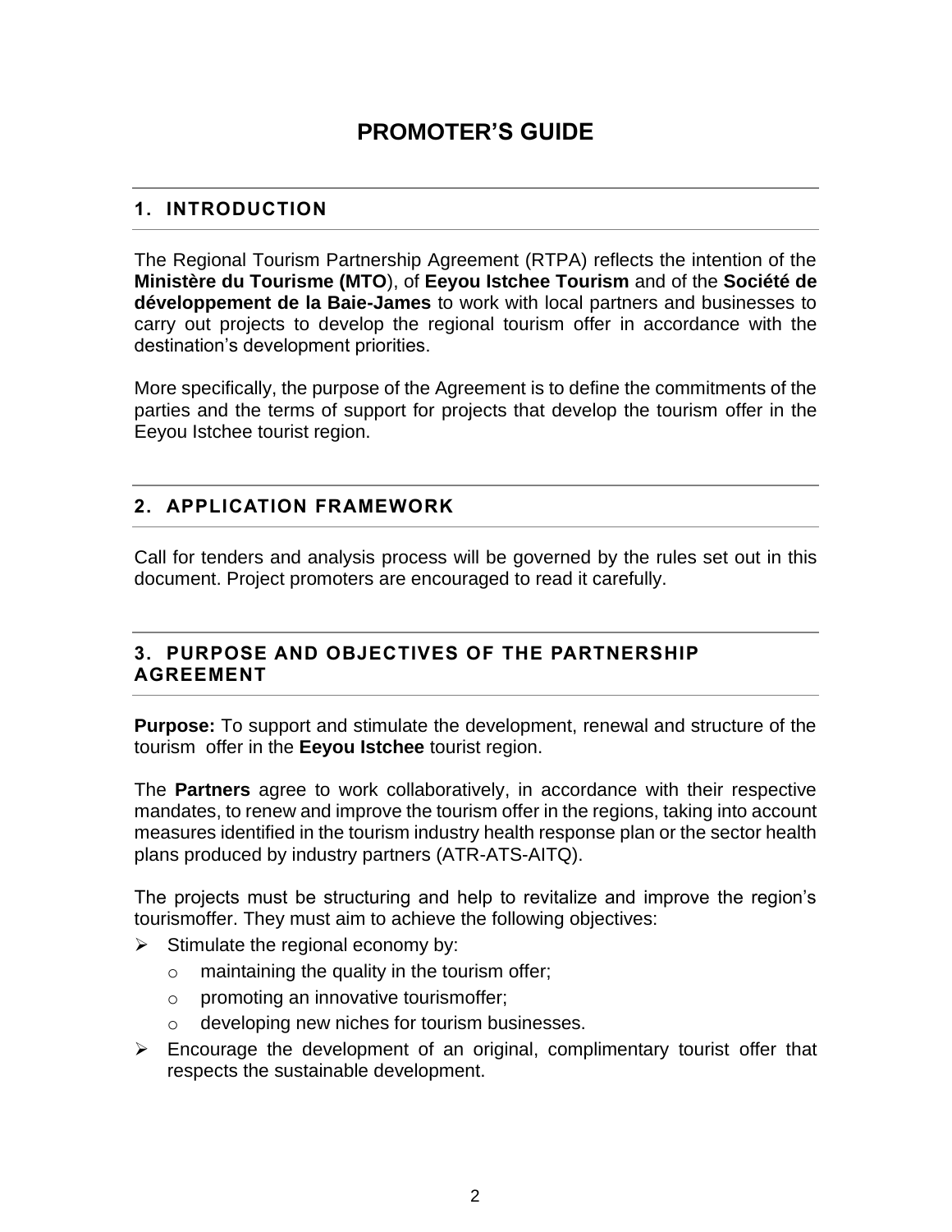# PROMOTER'S GUIDE

## 1. INTRODUCTION

The Regional Tourism Partnership Agreement (RTPA) reflects the intention of the **Ministère du Tourisme (MTO**), of **Eeyou Istchee Tourism** and of the **Société de développement de la Baie-James** to work with local partners and businesses to carry out projects to develop the regional tourism offer in accordance with the destination's development priorities.

More specifically, the purpose of the Agreement is to define the commitments of the parties and the terms of support for projects that develop the tourism offer in the Eeyou Istchee tourist region.

## 2. APPLICATION FRAMEWORK

Call for tenders and analysis process will be governed by the rules set out in this document. Project promoters are encouraged to read it carefully.

## 3. PURPOSE AND OBJECTIVES OF THE PARTNERSHIP AGREEMENT

**Purpose:** To support and stimulate the development, renewal and structure of the tourism offer in the **Eeyou Istchee** tourist region.

The **Partners** agree to work collaboratively, in accordance with their respective mandates, to renew and improve the tourism offer in the regions, taking into account measures identified in the tourism industry health response plan or the sector health plans produced by industry partners (ATR-ATS-AITQ).

The projects must be structuring and help to revitalize and improve the region's tourismoffer. They must aim to achieve the following objectives:

- Stimulate the regional economy by:
  - maintaining the quality in the tourism offer;
  - promoting an innovative tourismoffer;
  - developing new niches for tourism businesses.
- Encourage the development of an original, complimentary tourist offer that respects the sustainable development.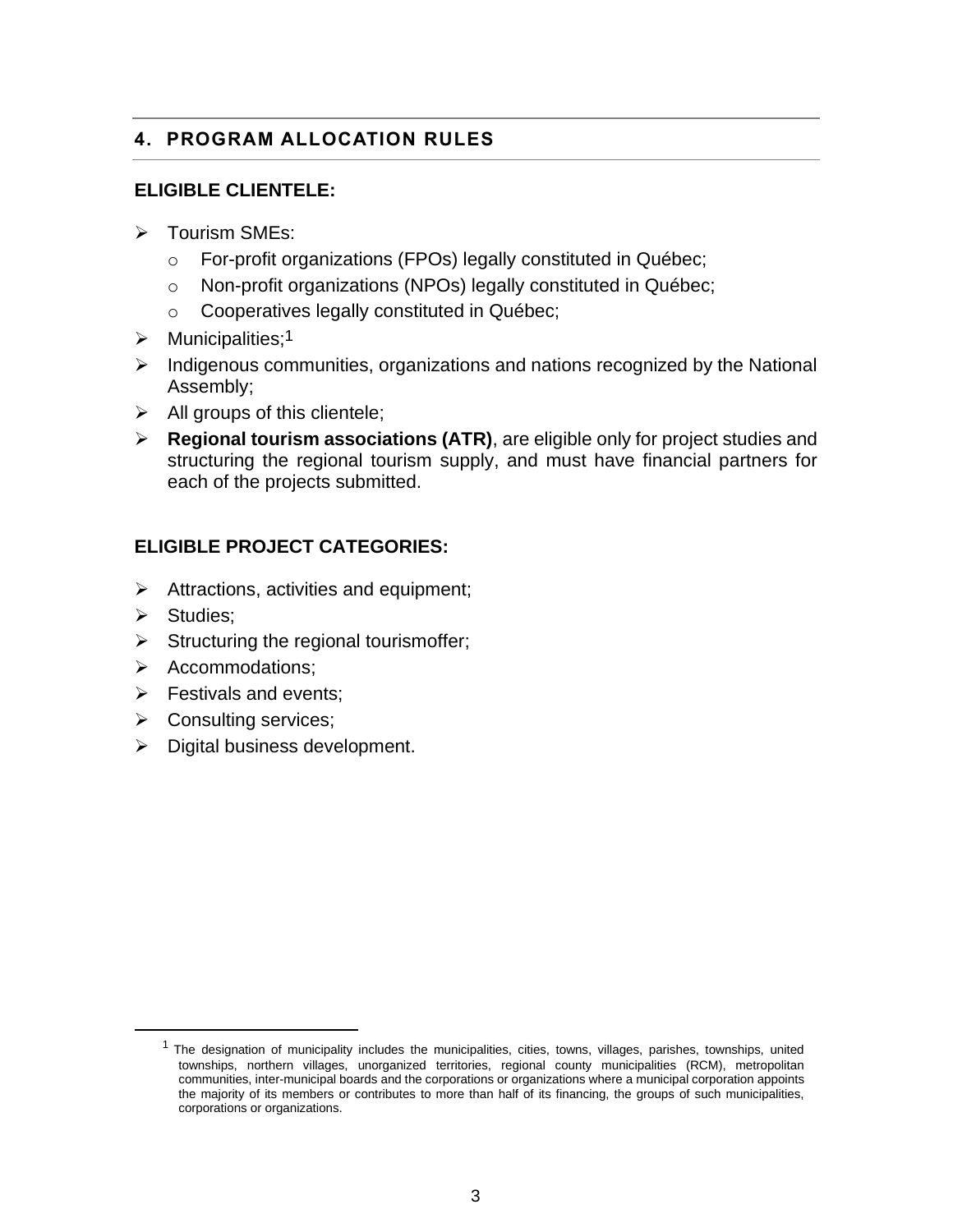## 4. PROGRAM ALLOCATION RULES

### ELIGIBLE CLIENTELE:

- Tourism SMEs:
  - For-profit organizations (FPOs) legally constituted in Québec;
  - Non-profit organizations (NPOs) legally constituted in Québec;
  - Cooperatives legally constituted in Québec;
- Municipalities;[1]
- Indigenous communities, organizations and nations recognized by the National Assembly;
- All groups of this clientele;
- **Regional tourism associations (ATR)**, are eligible only for project studies and structuring the regional tourism supply, and must have financial partners for each of the projects submitted.

### ELIGIBLE PROJECT CATEGORIES:

- Attractions, activities and equipment;
- Studies;
- Structuring the regional tourismoffer;
- Accommodations;
- Festivals and events;
- Consulting services;
- Digital business development.

---

[1] The designation of municipality includes the municipalities, cities, towns, villages, parishes, townships, united townships, northern villages, unorganized territories, regional county municipalities (RCM), metropolitan communities, inter-municipal boards and the corporations or organizations where a municipal corporation appoints the majority of its members or contributes to more than half of its financing, the groups of such municipalities, corporations or organizations.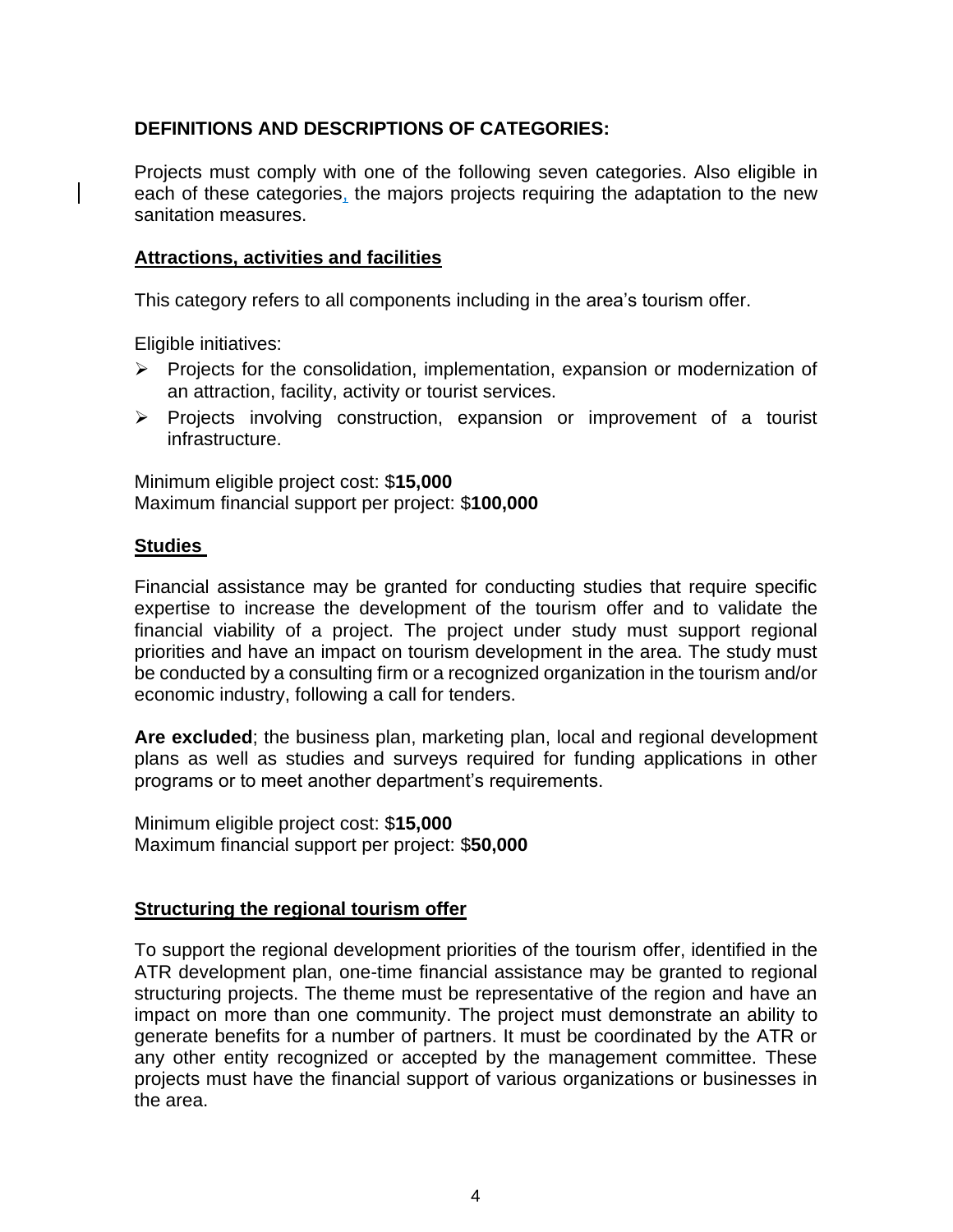## DEFINITIONS AND DESCRIPTIONS OF CATEGORIES:

Projects must comply with one of the following seven categories. Also eligible in each of these categories, the majors projects requiring the adaptation to the new sanitation measures.

### Attractions, activities and facilities

This category refers to all components including in the area's tourism offer.

Eligible initiatives:

- Projects for the consolidation, implementation, expansion or modernization of an attraction, facility, activity or tourist services.
- Projects involving construction, expansion or improvement of a tourist infrastructure.

Minimum eligible project cost: $**15,000**
Maximum financial support per project: $**100,000**

### Studies

Financial assistance may be granted for conducting studies that require specific expertise to increase the development of the tourism offer and to validate the financial viability of a project. The project under study must support regional priorities and have an impact on tourism development in the area. The study must be conducted by a consulting firm or a recognized organization in the tourism and/or economic industry, following a call for tenders.

**Are excluded**; the business plan, marketing plan, local and regional development plans as well as studies and surveys required for funding applications in other programs or to meet another department's requirements.

Minimum eligible project cost: $**15,000**
Maximum financial support per project: $**50,000**

### Structuring the regional tourism offer

To support the regional development priorities of the tourism offer, identified in the ATR development plan, one-time financial assistance may be granted to regional structuring projects. The theme must be representative of the region and have an impact on more than one community. The project must demonstrate an ability to generate benefits for a number of partners. It must be coordinated by the ATR or any other entity recognized or accepted by the management committee. These projects must have the financial support of various organizations or businesses in the area.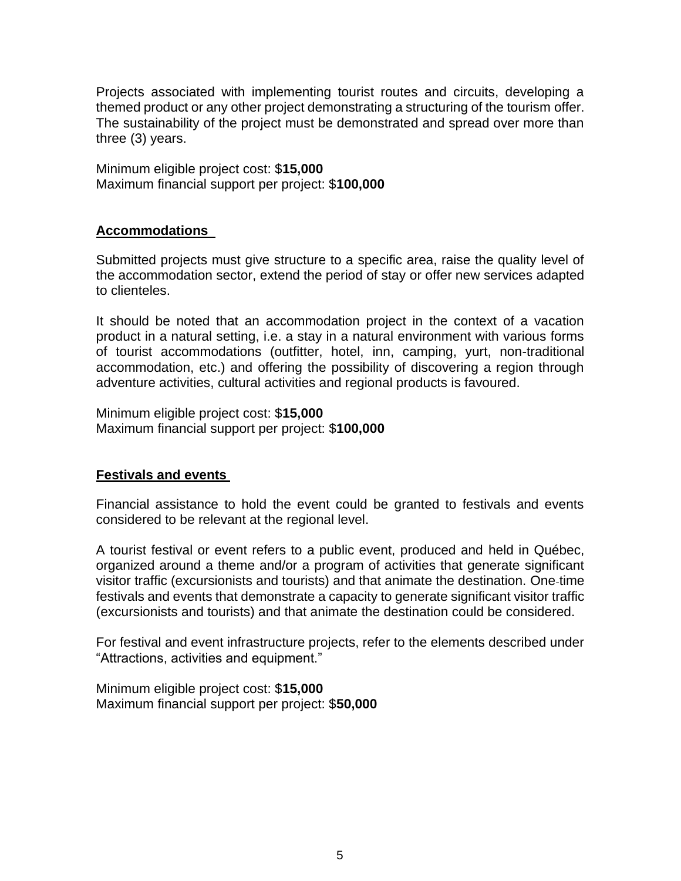Projects associated with implementing tourist routes and circuits, developing a themed product or any other project demonstrating a structuring of the tourism offer. The sustainability of the project must be demonstrated and spread over more than three (3) years.

Minimum eligible project cost: $**15,000**
Maximum financial support per project: $**100,000**

### Accommodations

Submitted projects must give structure to a specific area, raise the quality level of the accommodation sector, extend the period of stay or offer new services adapted to clienteles.

It should be noted that an accommodation project in the context of a vacation product in a natural setting, i.e. a stay in a natural environment with various forms of tourist accommodations (outfitter, hotel, inn, camping, yurt, non-traditional accommodation, etc.) and offering the possibility of discovering a region through adventure activities, cultural activities and regional products is favoured.

Minimum eligible project cost: $**15,000**
Maximum financial support per project: $**100,000**

### Festivals and events

Financial assistance to hold the event could be granted to festivals and events considered to be relevant at the regional level.

A tourist festival or event refers to a public event, produced and held in Québec, organized around a theme and/or a program of activities that generate significant visitor traffic (excursionists and tourists) and that animate the destination. One-time festivals and events that demonstrate a capacity to generate significant visitor traffic (excursionists and tourists) and that animate the destination could be considered.

For festival and event infrastructure projects, refer to the elements described under "Attractions, activities and equipment."

Minimum eligible project cost: $**15,000**
Maximum financial support per project: $**50,000**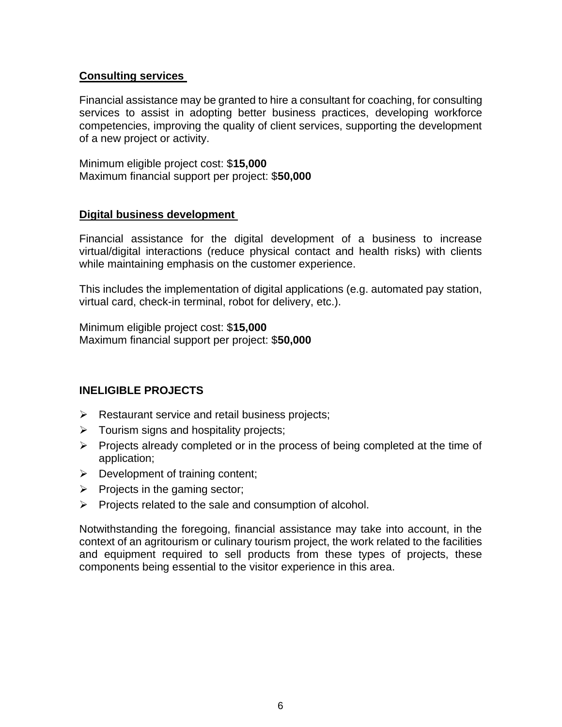**Consulting services**

Financial assistance may be granted to hire a consultant for coaching, for consulting services to assist in adopting better business practices, developing workforce competencies, improving the quality of client services, supporting the development of a new project or activity.

Minimum eligible project cost: $**15,000**
Maximum financial support per project: $**50,000**

**Digital business development**

Financial assistance for the digital development of a business to increase virtual/digital interactions (reduce physical contact and health risks) with clients while maintaining emphasis on the customer experience.

This includes the implementation of digital applications (e.g. automated pay station, virtual card, check-in terminal, robot for delivery, etc.).

Minimum eligible project cost: $**15,000**
Maximum financial support per project: $**50,000**

## INELIGIBLE PROJECTS

- Restaurant service and retail business projects;
- Tourism signs and hospitality projects;
- Projects already completed or in the process of being completed at the time of application;
- Development of training content;
- Projects in the gaming sector;
- Projects related to the sale and consumption of alcohol.

Notwithstanding the foregoing, financial assistance may take into account, in the context of an agritourism or culinary tourism project, the work related to the facilities and equipment required to sell products from these types of projects, these components being essential to the visitor experience in this area.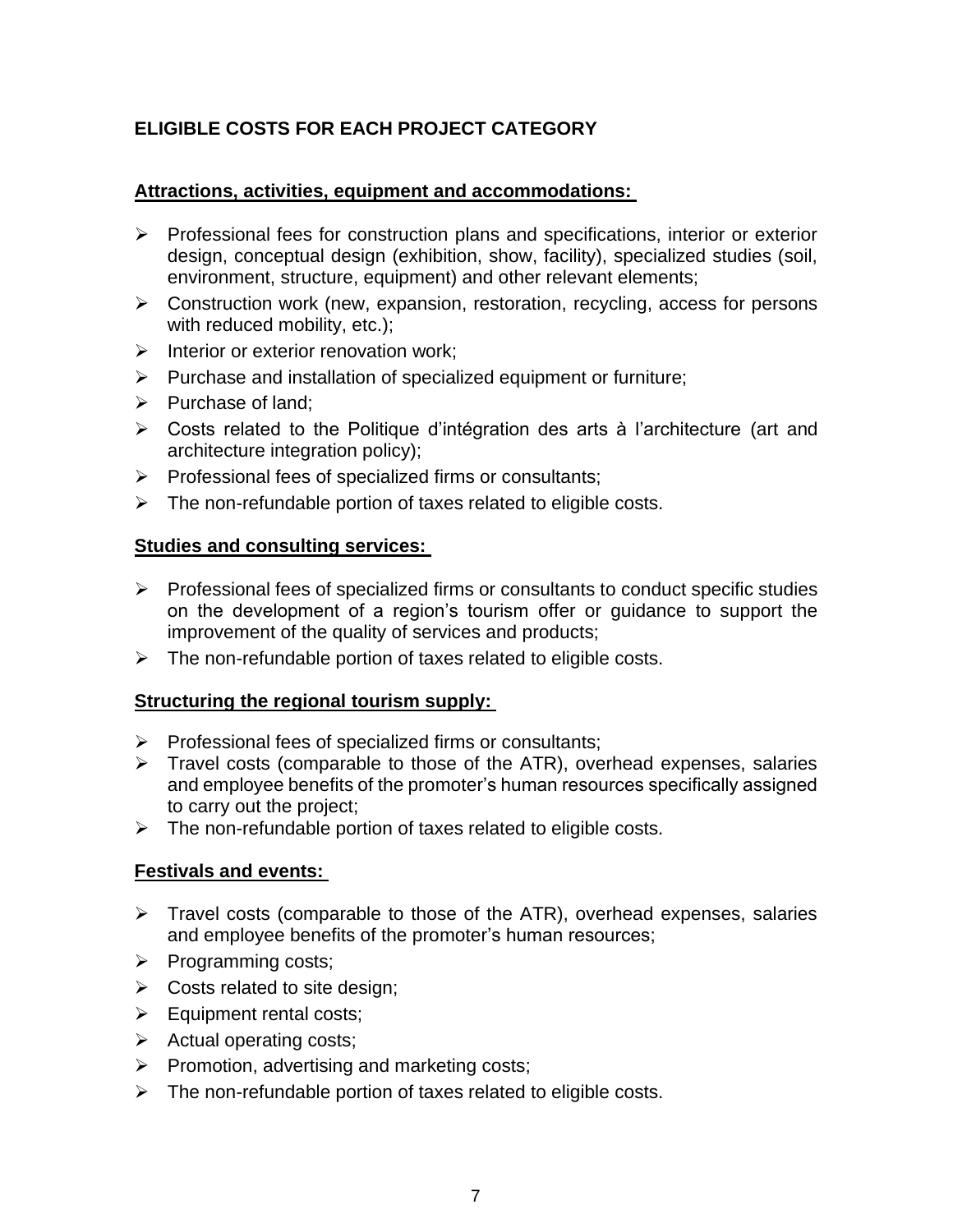## ELIGIBLE COSTS FOR EACH PROJECT CATEGORY

**Attractions, activities, equipment and accommodations:**

- Professional fees for construction plans and specifications, interior or exterior design, conceptual design (exhibition, show, facility), specialized studies (soil, environment, structure, equipment) and other relevant elements;
- Construction work (new, expansion, restoration, recycling, access for persons with reduced mobility, etc.);
- Interior or exterior renovation work;
- Purchase and installation of specialized equipment or furniture;
- Purchase of land;
- Costs related to the Politique d'intégration des arts à l'architecture (art and architecture integration policy);
- Professional fees of specialized firms or consultants;
- The non-refundable portion of taxes related to eligible costs.

**Studies and consulting services:**

- Professional fees of specialized firms or consultants to conduct specific studies on the development of a region's tourism offer or guidance to support the improvement of the quality of services and products;
- The non-refundable portion of taxes related to eligible costs.

**Structuring the regional tourism supply:**

- Professional fees of specialized firms or consultants;
- Travel costs (comparable to those of the ATR), overhead expenses, salaries and employee benefits of the promoter's human resources specifically assigned to carry out the project;
- The non-refundable portion of taxes related to eligible costs.

**Festivals and events:**

- Travel costs (comparable to those of the ATR), overhead expenses, salaries and employee benefits of the promoter's human resources;
- Programming costs;
- Costs related to site design;
- Equipment rental costs;
- Actual operating costs;
- Promotion, advertising and marketing costs;
- The non-refundable portion of taxes related to eligible costs.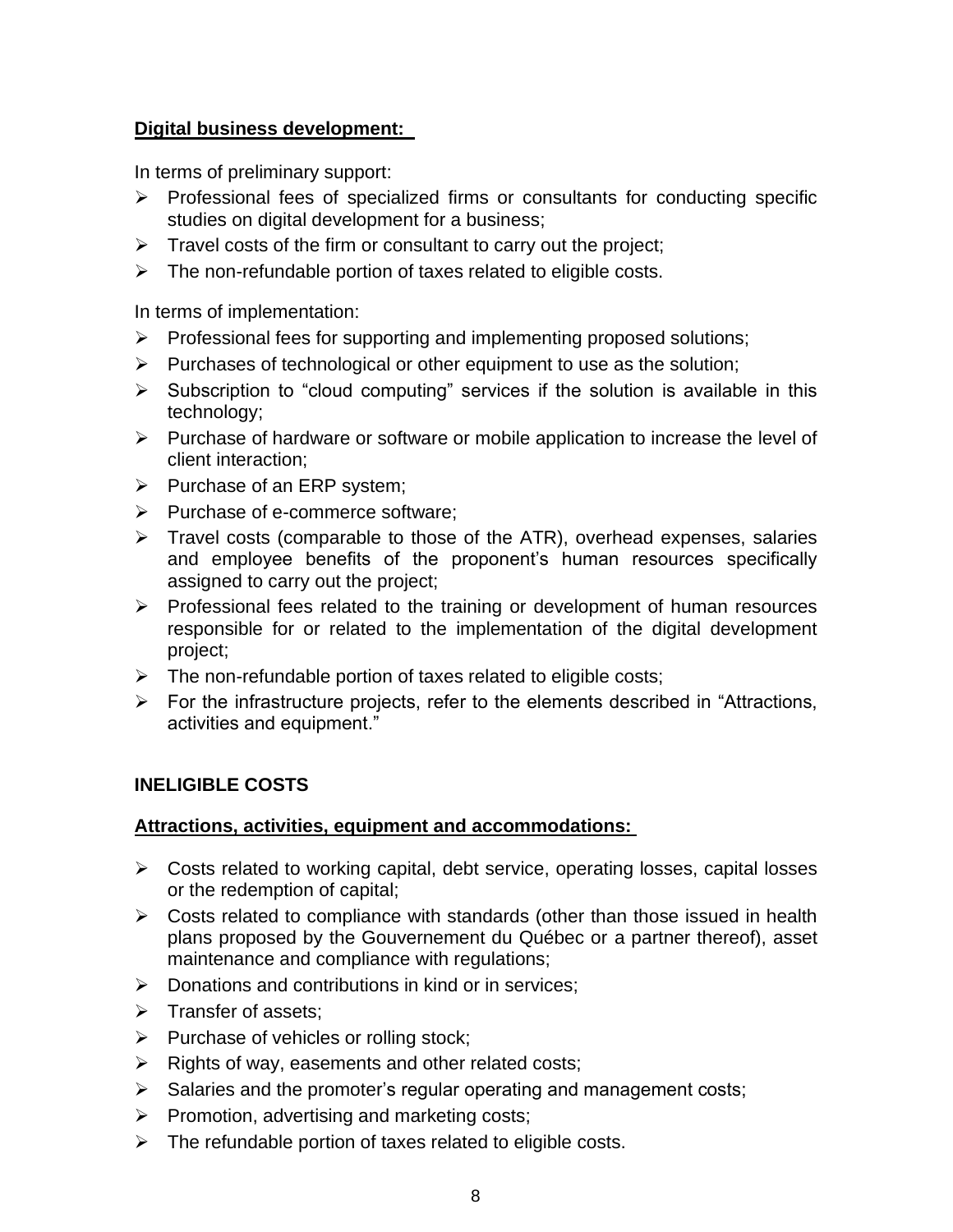**Digital business development:**

In terms of preliminary support:

- Professional fees of specialized firms or consultants for conducting specific studies on digital development for a business;
- Travel costs of the firm or consultant to carry out the project;
- The non-refundable portion of taxes related to eligible costs.

In terms of implementation:

- Professional fees for supporting and implementing proposed solutions;
- Purchases of technological or other equipment to use as the solution;
- Subscription to "cloud computing" services if the solution is available in this technology;
- Purchase of hardware or software or mobile application to increase the level of client interaction;
- Purchase of an ERP system;
- Purchase of e-commerce software;
- Travel costs (comparable to those of the ATR), overhead expenses, salaries and employee benefits of the proponent's human resources specifically assigned to carry out the project;
- Professional fees related to the training or development of human resources responsible for or related to the implementation of the digital development project;
- The non-refundable portion of taxes related to eligible costs;
- For the infrastructure projects, refer to the elements described in "Attractions, activities and equipment."

## INELIGIBLE COSTS

**Attractions, activities, equipment and accommodations:**

- Costs related to working capital, debt service, operating losses, capital losses or the redemption of capital;
- Costs related to compliance with standards (other than those issued in health plans proposed by the Gouvernement du Québec or a partner thereof), asset maintenance and compliance with regulations;
- Donations and contributions in kind or in services;
- Transfer of assets;
- Purchase of vehicles or rolling stock;
- Rights of way, easements and other related costs;
- Salaries and the promoter's regular operating and management costs;
- Promotion, advertising and marketing costs;
- The refundable portion of taxes related to eligible costs.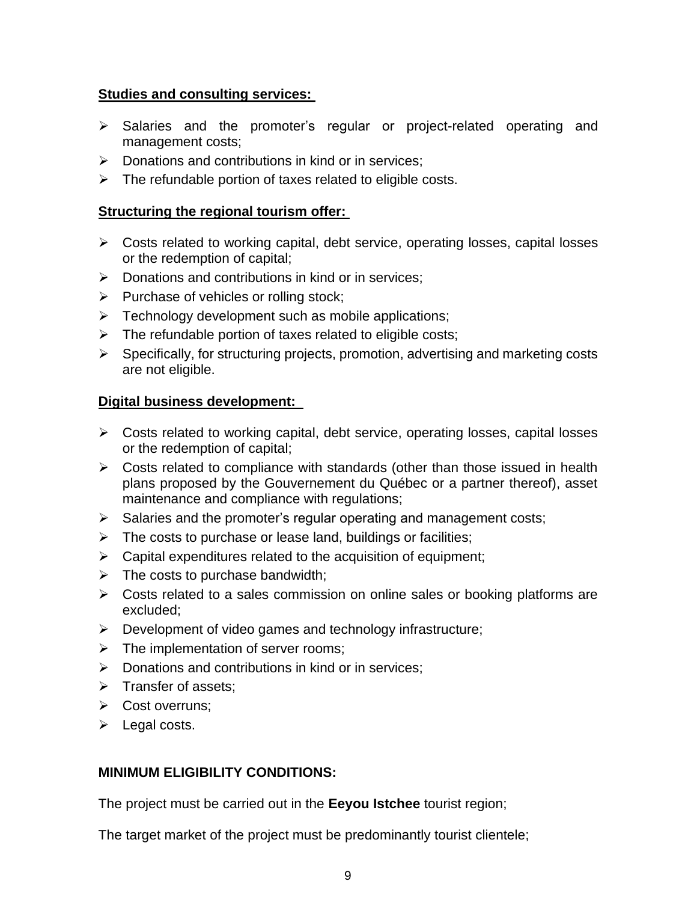**Studies and consulting services:**

- Salaries and the promoter's regular or project-related operating and management costs;
- Donations and contributions in kind or in services;
- The refundable portion of taxes related to eligible costs.

**Structuring the regional tourism offer:**

- Costs related to working capital, debt service, operating losses, capital losses or the redemption of capital;
- Donations and contributions in kind or in services;
- Purchase of vehicles or rolling stock;
- Technology development such as mobile applications;
- The refundable portion of taxes related to eligible costs;
- Specifically, for structuring projects, promotion, advertising and marketing costs are not eligible.

**Digital business development:**

- Costs related to working capital, debt service, operating losses, capital losses or the redemption of capital;
- Costs related to compliance with standards (other than those issued in health plans proposed by the Gouvernement du Québec or a partner thereof), asset maintenance and compliance with regulations;
- Salaries and the promoter's regular operating and management costs;
- The costs to purchase or lease land, buildings or facilities;
- Capital expenditures related to the acquisition of equipment;
- The costs to purchase bandwidth;
- Costs related to a sales commission on online sales or booking platforms are excluded;
- Development of video games and technology infrastructure;
- The implementation of server rooms;
- Donations and contributions in kind or in services;
- Transfer of assets;
- Cost overruns;
- Legal costs.

**MINIMUM ELIGIBILITY CONDITIONS:**

The project must be carried out in the **Eeyou Istchee** tourist region;

The target market of the project must be predominantly tourist clientele;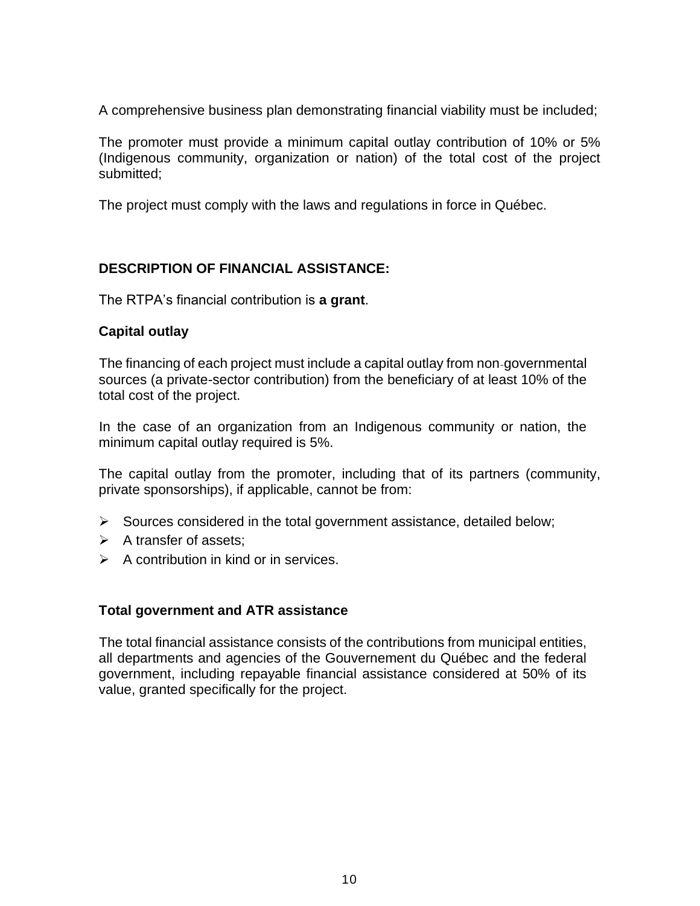A comprehensive business plan demonstrating financial viability must be included;

The promoter must provide a minimum capital outlay contribution of 10% or 5% (Indigenous community, organization or nation) of the total cost of the project submitted;

The project must comply with the laws and regulations in force in Québec.

## DESCRIPTION OF FINANCIAL ASSISTANCE:

The RTPA's financial contribution is **a grant**.

### Capital outlay

The financing of each project must include a capital outlay from non-governmental sources (a private-sector contribution) from the beneficiary of at least 10% of the total cost of the project.

In the case of an organization from an Indigenous community or nation, the minimum capital outlay required is 5%.

The capital outlay from the promoter, including that of its partners (community, private sponsorships), if applicable, cannot be from:

- Sources considered in the total government assistance, detailed below;
- A transfer of assets;
- A contribution in kind or in services.

### Total government and ATR assistance

The total financial assistance consists of the contributions from municipal entities, all departments and agencies of the Gouvernement du Québec and the federal government, including repayable financial assistance considered at 50% of its value, granted specifically for the project.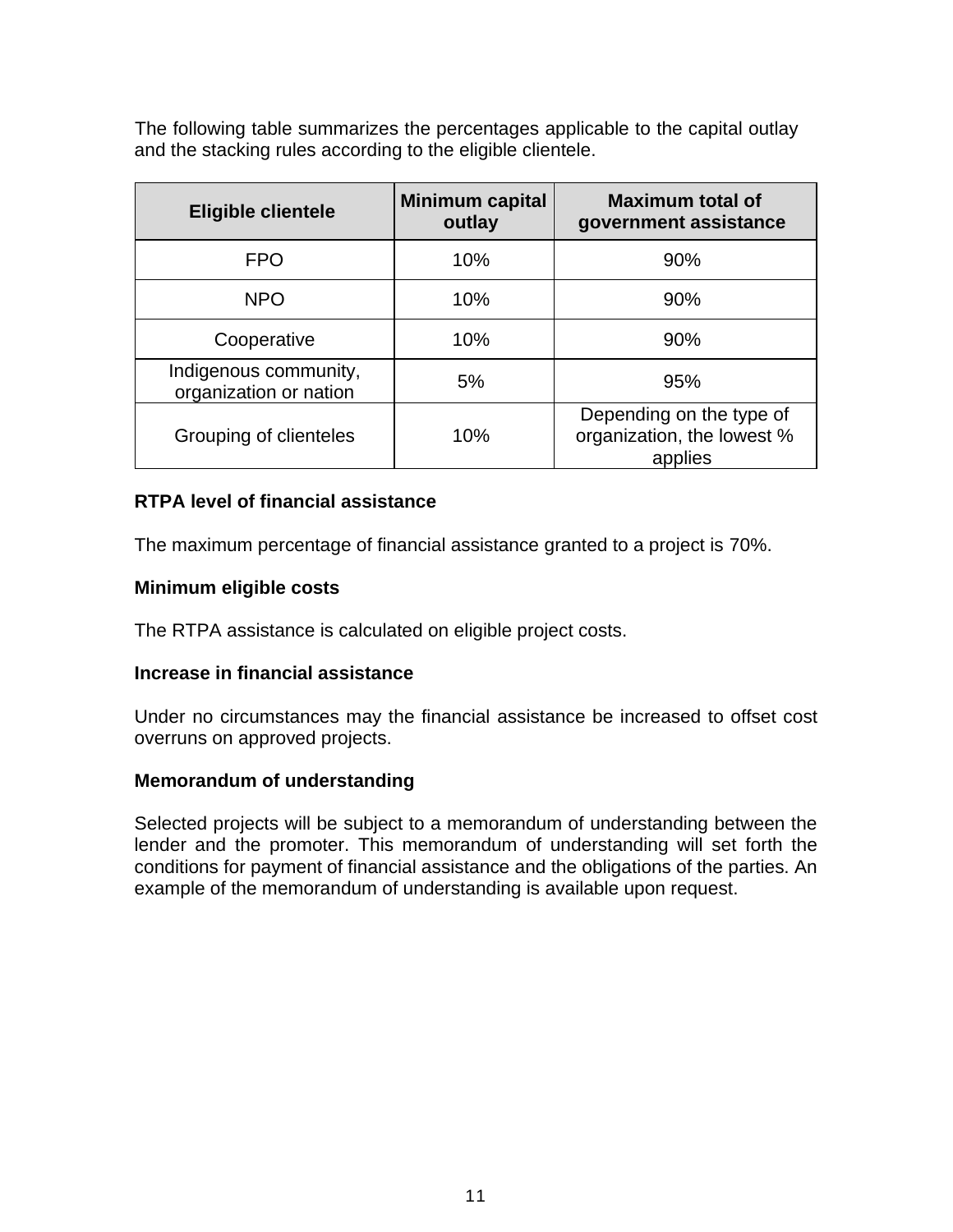The following table summarizes the percentages applicable to the capital outlay and the stacking rules according to the eligible clientele.

| Eligible clientele | Minimum capital outlay | Maximum total of government assistance |
|---|---|---|
| FPO | 10% | 90% |
| NPO | 10% | 90% |
| Cooperative | 10% | 90% |
| Indigenous community, organization or nation | 5% | 95% |
| Grouping of clienteles | 10% | Depending on the type of organization, the lowest % applies |

**RTPA level of financial assistance**

The maximum percentage of financial assistance granted to a project is 70%.

**Minimum eligible costs**

The RTPA assistance is calculated on eligible project costs.

**Increase in financial assistance**

Under no circumstances may the financial assistance be increased to offset cost overruns on approved projects.

**Memorandum of understanding**

Selected projects will be subject to a memorandum of understanding between the lender and the promoter. This memorandum of understanding will set forth the conditions for payment of financial assistance and the obligations of the parties. An example of the memorandum of understanding is available upon request.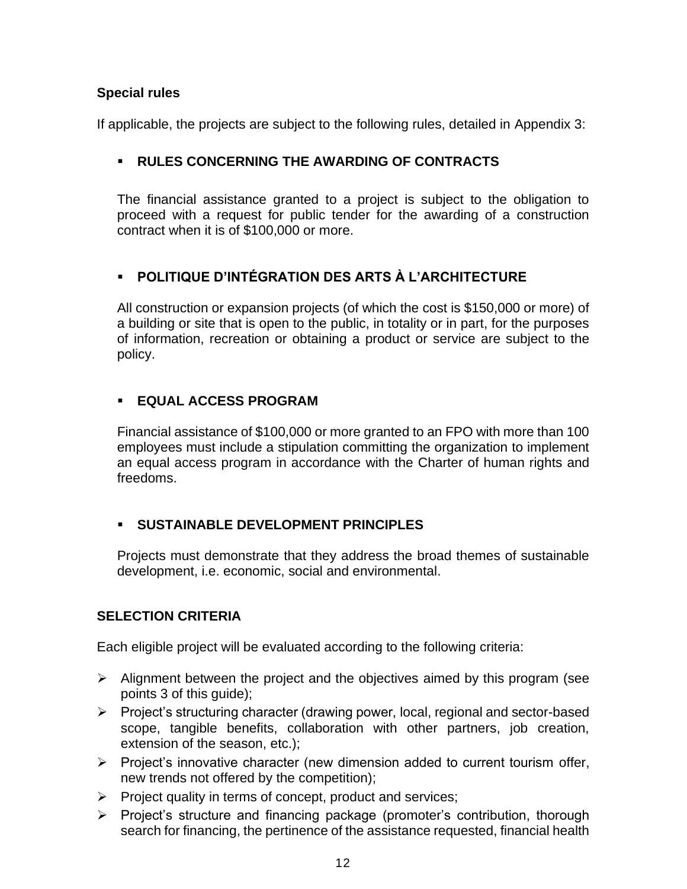**Special rules**

If applicable, the projects are subject to the following rules, detailed in Appendix 3:

- **RULES CONCERNING THE AWARDING OF CONTRACTS**

  The financial assistance granted to a project is subject to the obligation to proceed with a request for public tender for the awarding of a construction contract when it is of $100,000 or more.

- **POLITIQUE D'INTÉGRATION DES ARTS À L'ARCHITECTURE**

  All construction or expansion projects (of which the cost is $150,000 or more) of a building or site that is open to the public, in totality or in part, for the purposes of information, recreation or obtaining a product or service are subject to the policy.

- **EQUAL ACCESS PROGRAM**

  Financial assistance of $100,000 or more granted to an FPO with more than 100 employees must include a stipulation committing the organization to implement an equal access program in accordance with the Charter of human rights and freedoms.

- **SUSTAINABLE DEVELOPMENT PRINCIPLES**

  Projects must demonstrate that they address the broad themes of sustainable development, i.e. economic, social and environmental.

**SELECTION CRITERIA**

Each eligible project will be evaluated according to the following criteria:

- Alignment between the project and the objectives aimed by this program (see points 3 of this guide);
- Project's structuring character (drawing power, local, regional and sector-based scope, tangible benefits, collaboration with other partners, job creation, extension of the season, etc.);
- Project's innovative character (new dimension added to current tourism offer, new trends not offered by the competition);
- Project quality in terms of concept, product and services;
- Project's structure and financing package (promoter's contribution, thorough search for financing, the pertinence of the assistance requested, financial health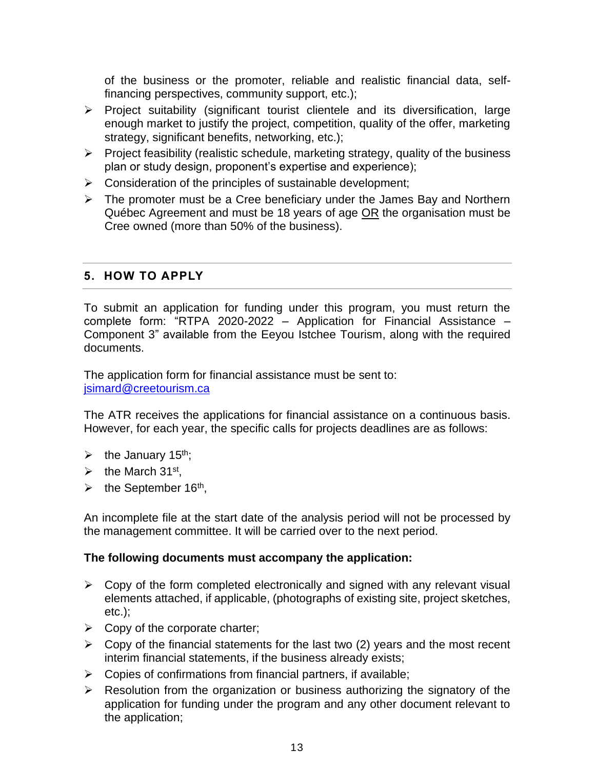of the business or the promoter, reliable and realistic financial data, self-financing perspectives, community support, etc.);

- Project suitability (significant tourist clientele and its diversification, large enough market to justify the project, competition, quality of the offer, marketing strategy, significant benefits, networking, etc.);
- Project feasibility (realistic schedule, marketing strategy, quality of the business plan or study design, proponent's expertise and experience);
- Consideration of the principles of sustainable development;
- The promoter must be a Cree beneficiary under the James Bay and Northern Québec Agreement and must be 18 years of age <u>OR</u> the organisation must be Cree owned (more than 50% of the business).

## 5. HOW TO APPLY

To submit an application for funding under this program, you must return the complete form: "RTPA 2020-2022 – Application for Financial Assistance – Component 3" available from the Eeyou Istchee Tourism, along with the required documents.

The application form for financial assistance must be sent to:
jsimard@creetourism.ca

The ATR receives the applications for financial assistance on a continuous basis. However, for each year, the specific calls for projects deadlines are as follows:

- the January 15th;
- the March 31st,
- the September 16th,

An incomplete file at the start date of the analysis period will not be processed by the management committee. It will be carried over to the next period.

**The following documents must accompany the application:**

- Copy of the form completed electronically and signed with any relevant visual elements attached, if applicable, (photographs of existing site, project sketches, etc.);
- Copy of the corporate charter;
- Copy of the financial statements for the last two (2) years and the most recent interim financial statements, if the business already exists;
- Copies of confirmations from financial partners, if available;
- Resolution from the organization or business authorizing the signatory of the application for funding under the program and any other document relevant to the application;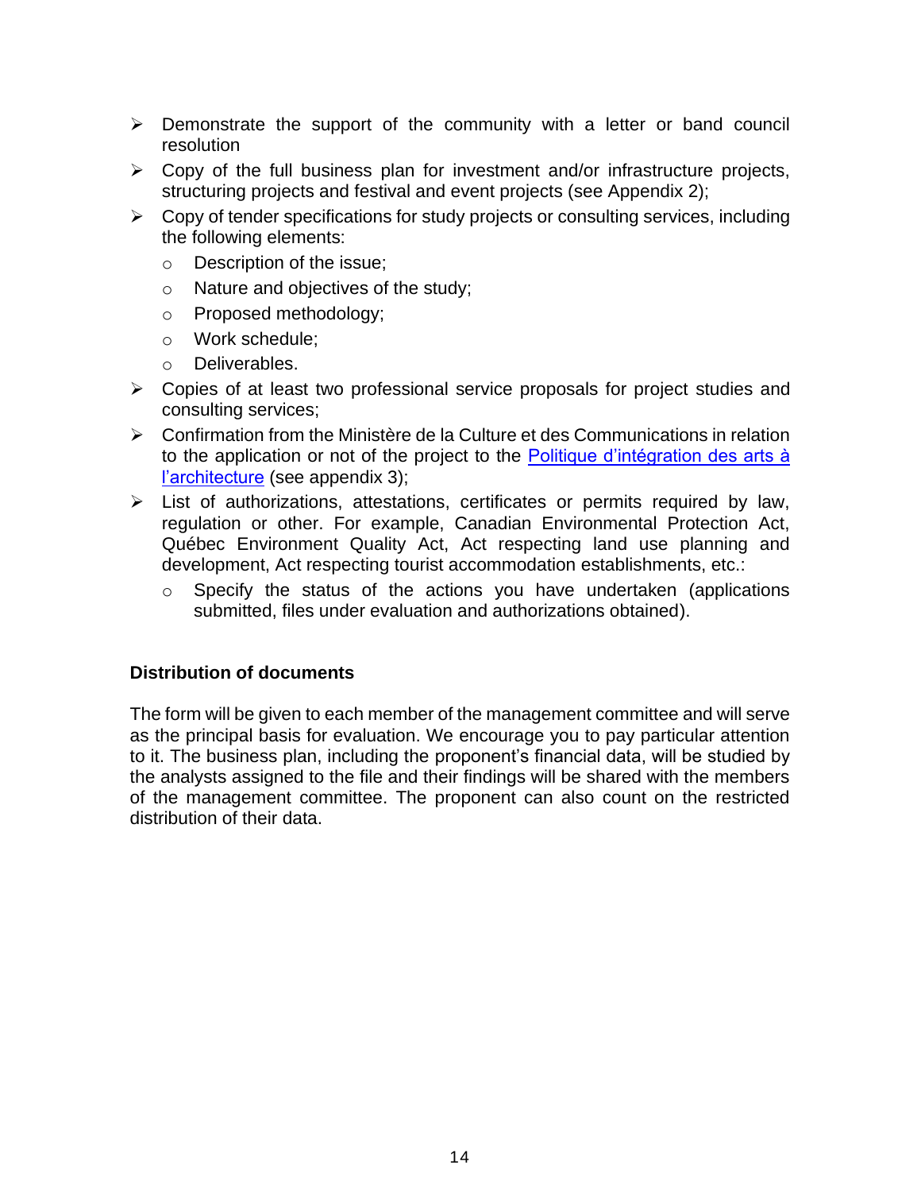- Demonstrate the support of the community with a letter or band council resolution
- Copy of the full business plan for investment and/or infrastructure projects, structuring projects and festival and event projects (see Appendix 2);
- Copy of tender specifications for study projects or consulting services, including the following elements:
  - Description of the issue;
  - Nature and objectives of the study;
  - Proposed methodology;
  - Work schedule;
  - Deliverables.
- Copies of at least two professional service proposals for project studies and consulting services;
- Confirmation from the Ministère de la Culture et des Communications in relation to the application or not of the project to the [Politique d'intégration des arts à l'architecture] (see appendix 3);
- List of authorizations, attestations, certificates or permits required by law, regulation or other. For example, Canadian Environmental Protection Act, Québec Environment Quality Act, Act respecting land use planning and development, Act respecting tourist accommodation establishments, etc.:
  - Specify the status of the actions you have undertaken (applications submitted, files under evaluation and authorizations obtained).

**Distribution of documents**

The form will be given to each member of the management committee and will serve as the principal basis for evaluation. We encourage you to pay particular attention to it. The business plan, including the proponent's financial data, will be studied by the analysts assigned to the file and their findings will be shared with the members of the management committee. The proponent can also count on the restricted distribution of their data.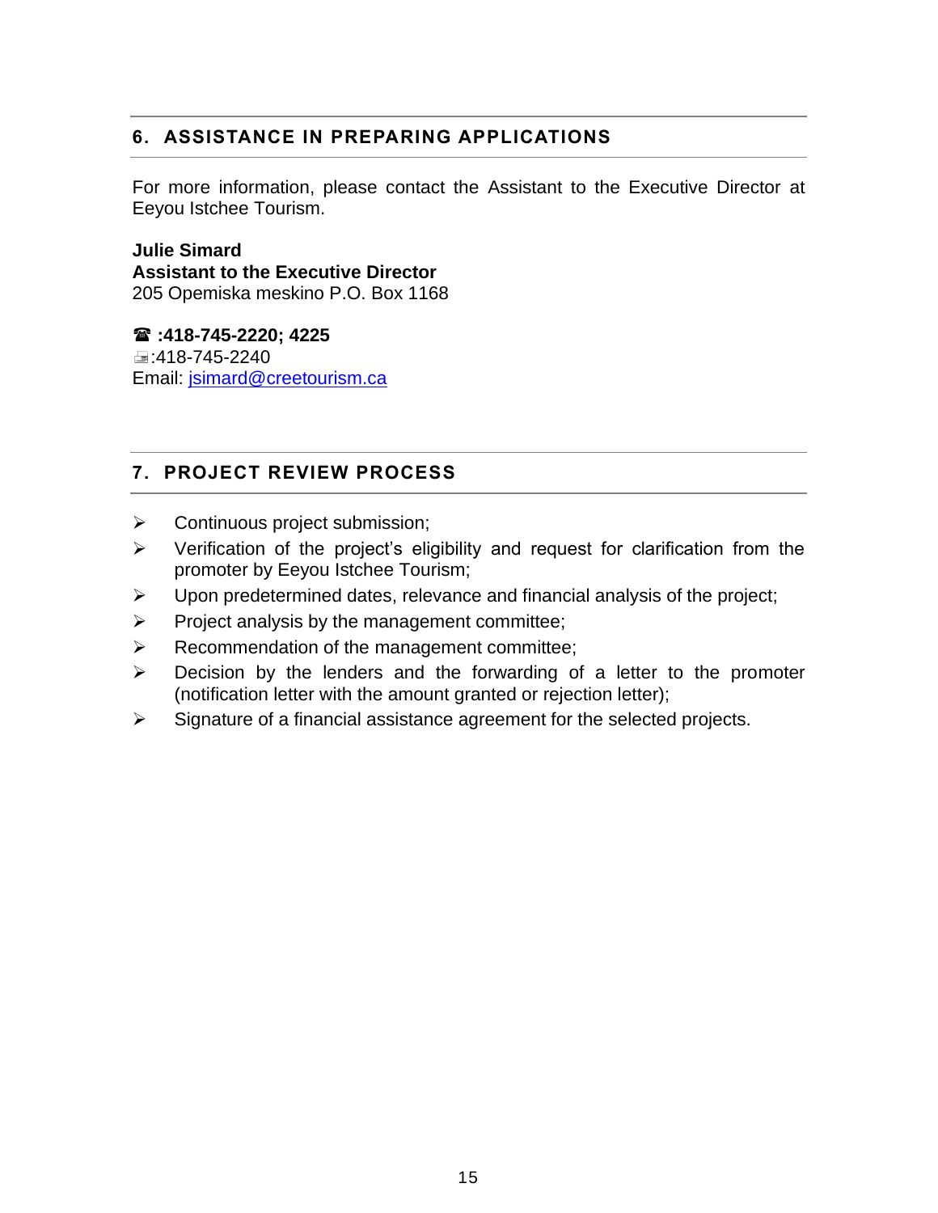## 6. ASSISTANCE IN PREPARING APPLICATIONS

For more information, please contact the Assistant to the Executive Director at Eeyou Istchee Tourism.

**Julie Simard**
**Assistant to the Executive Director**
205 Opemiska meskino P.O. Box 1168

☎ **:418-745-2220; 4225**
:418-745-2240
Email: jsimard@creetourism.ca

## 7. PROJECT REVIEW PROCESS

- Continuous project submission;
- Verification of the project's eligibility and request for clarification from the promoter by Eeyou Istchee Tourism;
- Upon predetermined dates, relevance and financial analysis of the project;
- Project analysis by the management committee;
- Recommendation of the management committee;
- Decision by the lenders and the forwarding of a letter to the promoter (notification letter with the amount granted or rejection letter);
- Signature of a financial assistance agreement for the selected projects.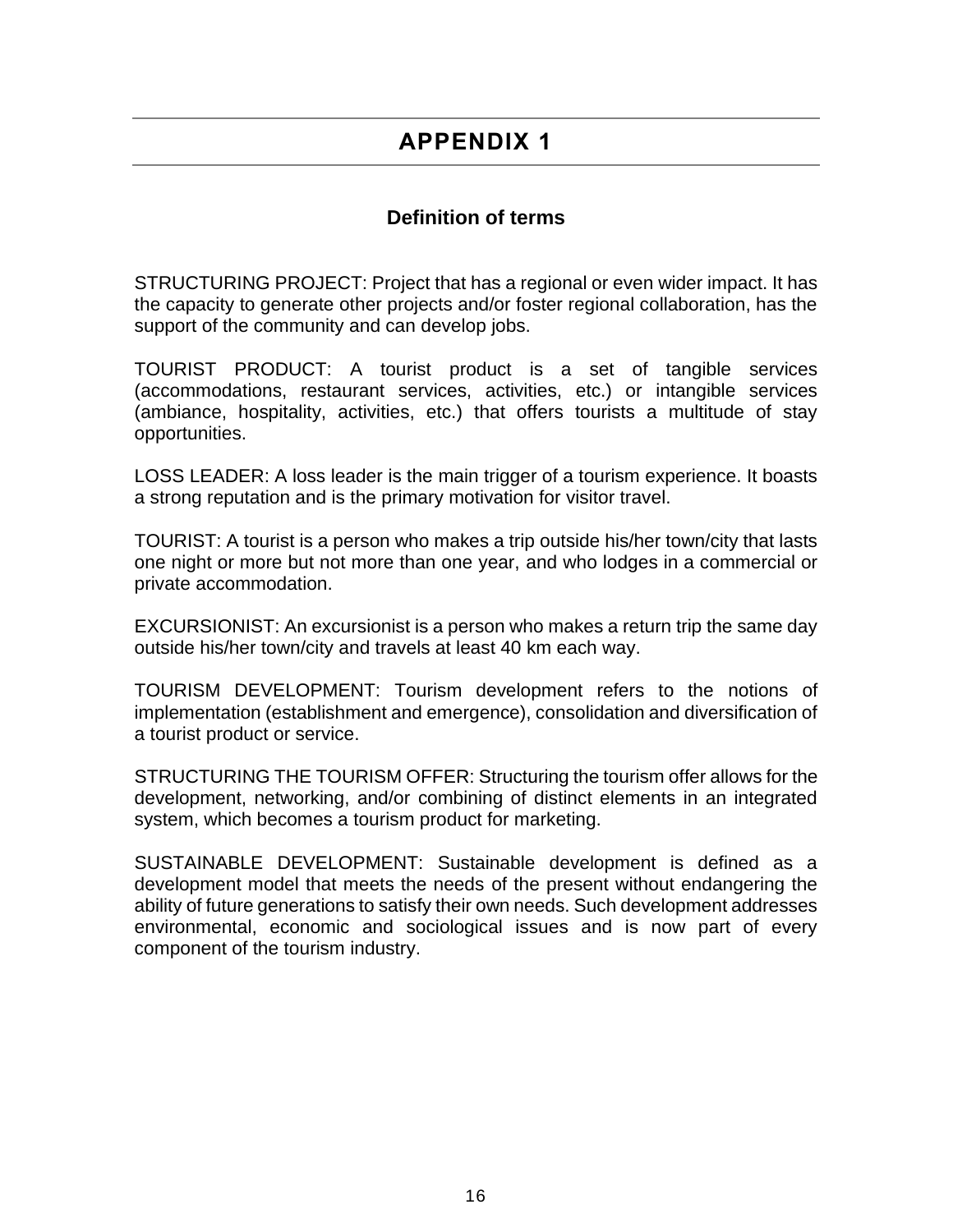# APPENDIX 1

## Definition of terms

STRUCTURING PROJECT: Project that has a regional or even wider impact. It has the capacity to generate other projects and/or foster regional collaboration, has the support of the community and can develop jobs.

TOURIST PRODUCT: A tourist product is a set of tangible services (accommodations, restaurant services, activities, etc.) or intangible services (ambiance, hospitality, activities, etc.) that offers tourists a multitude of stay opportunities.

LOSS LEADER: A loss leader is the main trigger of a tourism experience. It boasts a strong reputation and is the primary motivation for visitor travel.

TOURIST: A tourist is a person who makes a trip outside his/her town/city that lasts one night or more but not more than one year, and who lodges in a commercial or private accommodation.

EXCURSIONIST: An excursionist is a person who makes a return trip the same day outside his/her town/city and travels at least 40 km each way.

TOURISM DEVELOPMENT: Tourism development refers to the notions of implementation (establishment and emergence), consolidation and diversification of a tourist product or service.

STRUCTURING THE TOURISM OFFER: Structuring the tourism offer allows for the development, networking, and/or combining of distinct elements in an integrated system, which becomes a tourism product for marketing.

SUSTAINABLE DEVELOPMENT: Sustainable development is defined as a development model that meets the needs of the present without endangering the ability of future generations to satisfy their own needs. Such development addresses environmental, economic and sociological issues and is now part of every component of the tourism industry.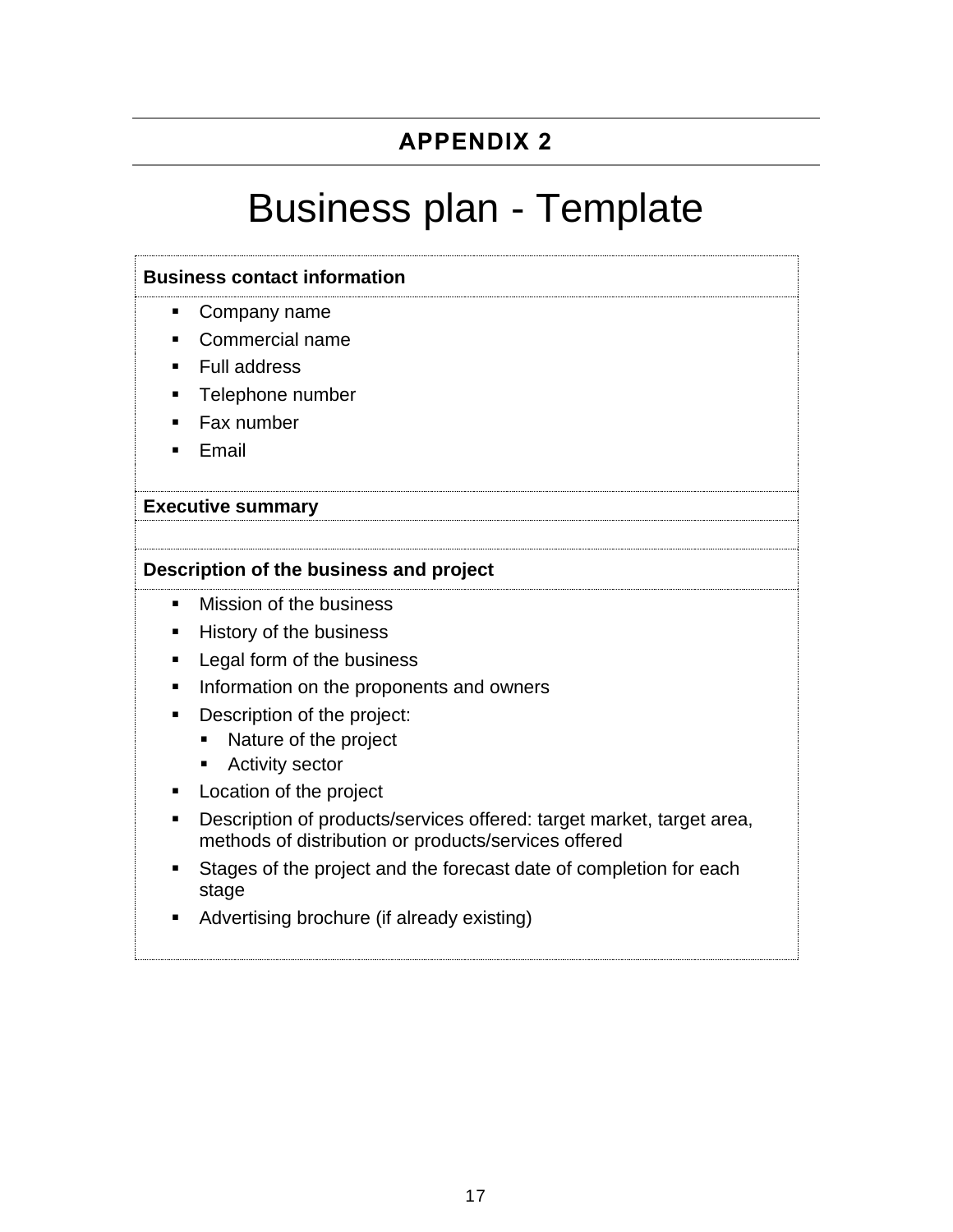## APPENDIX 2

# Business plan - Template

**Business contact information**

- Company name
- Commercial name
- Full address
- Telephone number
- Fax number
- Email

**Executive summary**

**Description of the business and project**

- Mission of the business
- History of the business
- Legal form of the business
- Information on the proponents and owners
- Description of the project:
  - Nature of the project
  - Activity sector
- Location of the project
- Description of products/services offered: target market, target area, methods of distribution or products/services offered
- Stages of the project and the forecast date of completion for each stage
- Advertising brochure (if already existing)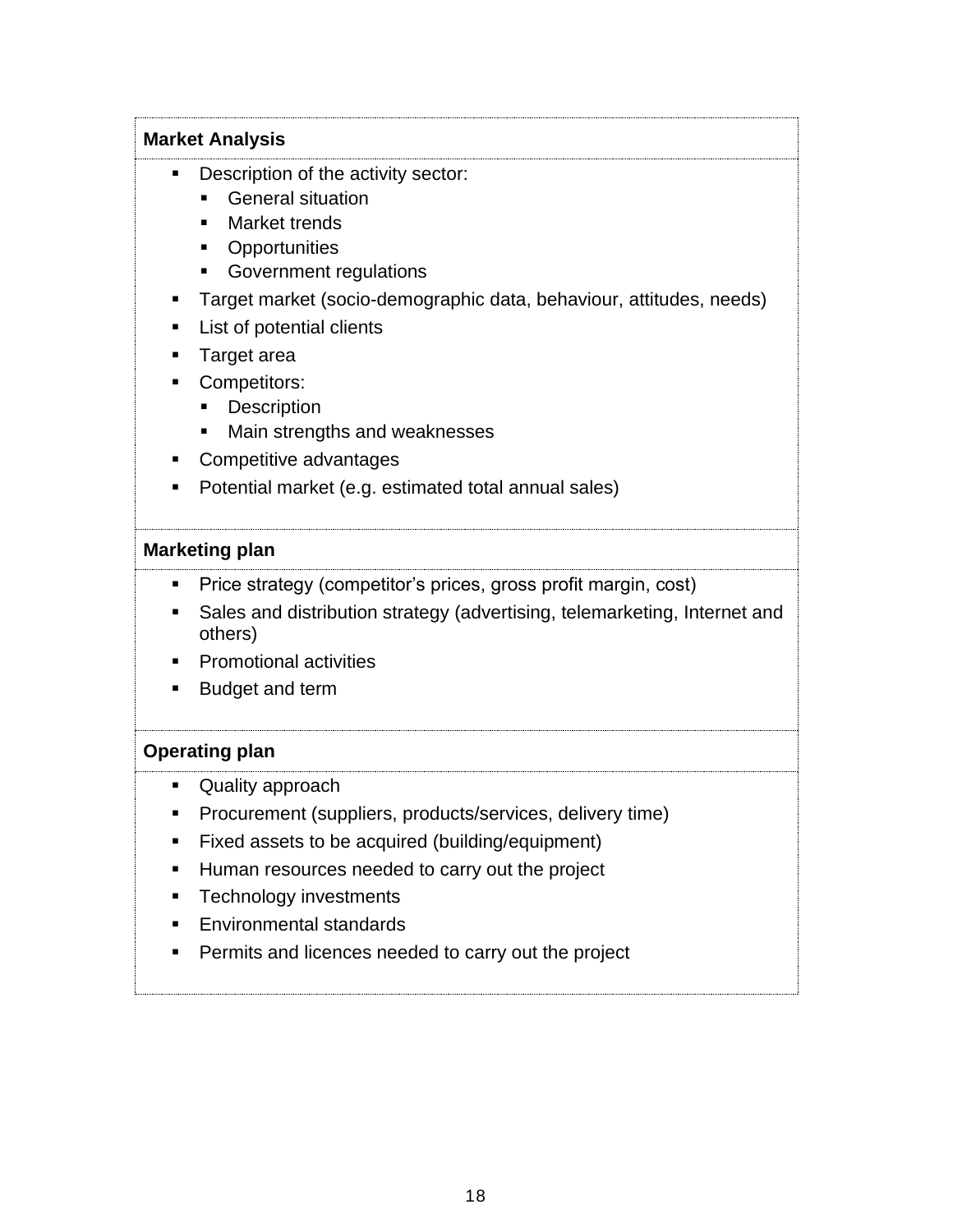**Market Analysis**

- Description of the activity sector:
  - General situation
  - Market trends
  - Opportunities
  - Government regulations
- Target market (socio-demographic data, behaviour, attitudes, needs)
- List of potential clients
- Target area
- Competitors:
  - Description
  - Main strengths and weaknesses
- Competitive advantages
- Potential market (e.g. estimated total annual sales)

**Marketing plan**

- Price strategy (competitor's prices, gross profit margin, cost)
- Sales and distribution strategy (advertising, telemarketing, Internet and others)
- Promotional activities
- Budget and term

**Operating plan**

- Quality approach
- Procurement (suppliers, products/services, delivery time)
- Fixed assets to be acquired (building/equipment)
- Human resources needed to carry out the project
- Technology investments
- Environmental standards
- Permits and licences needed to carry out the project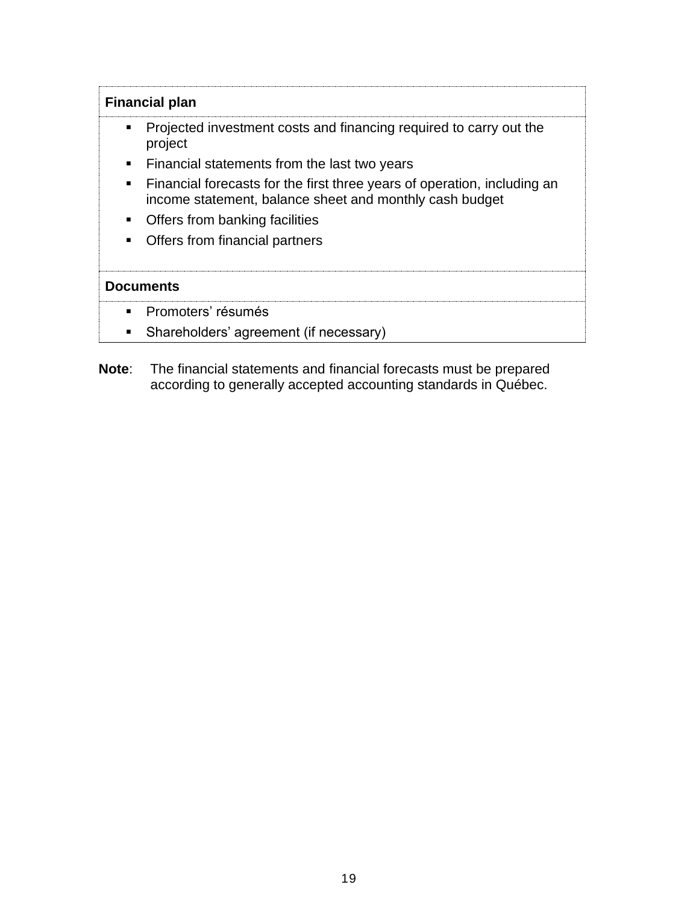| Financial plan |
| --- |
| ▪ Projected investment costs and financing required to carry out the project<br>▪ Financial statements from the last two years<br>▪ Financial forecasts for the first three years of operation, including an income statement, balance sheet and monthly cash budget<br>▪ Offers from banking facilities<br>▪ Offers from financial partners |
| **Documents** |
| ▪ Promoters' résumés<br>▪ Shareholders' agreement (if necessary) |

**Note**: The financial statements and financial forecasts must be prepared according to generally accepted accounting standards in Québec.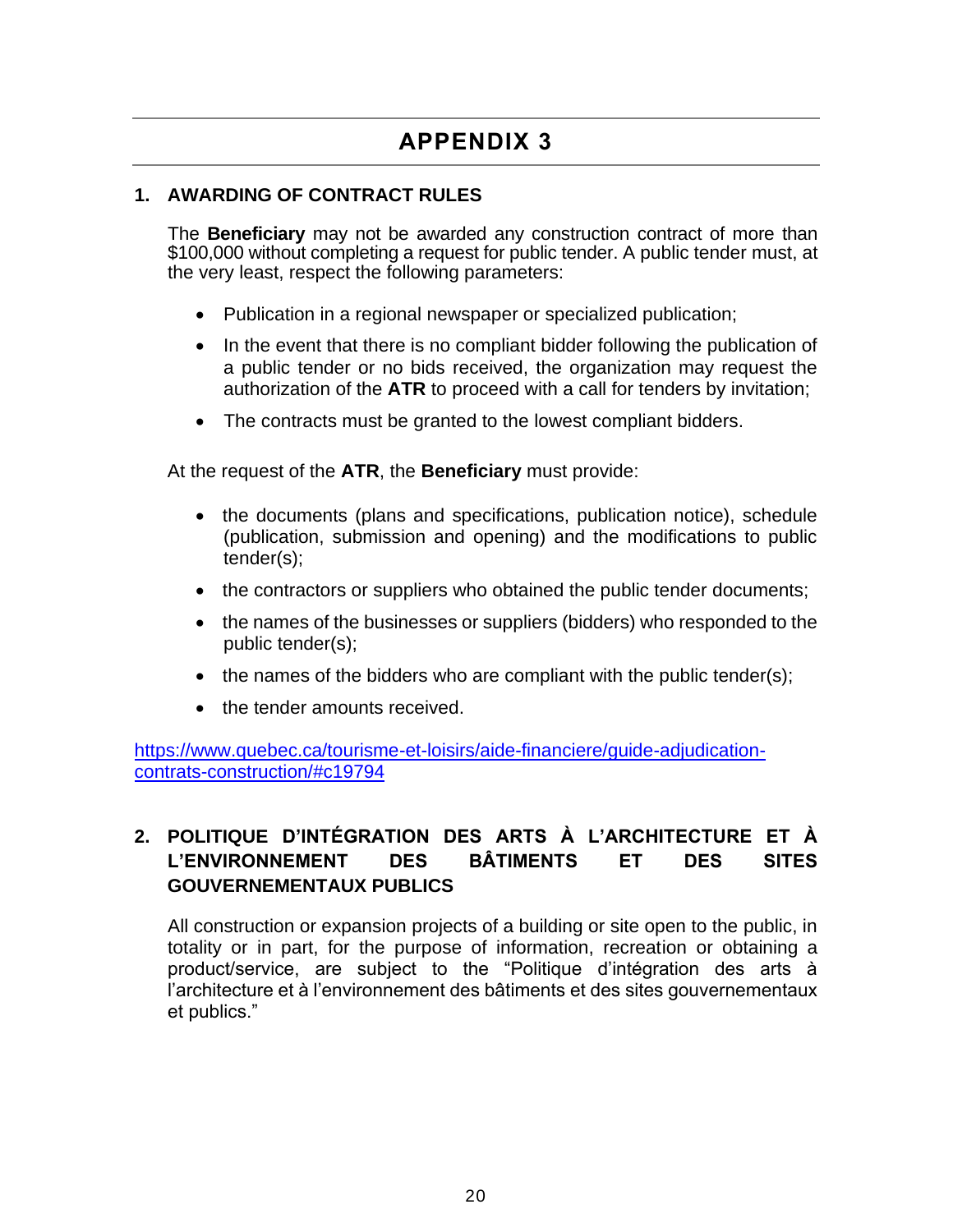# APPENDIX 3

## 1. AWARDING OF CONTRACT RULES

The **Beneficiary** may not be awarded any construction contract of more than $100,000 without completing a request for public tender. A public tender must, at the very least, respect the following parameters:

- Publication in a regional newspaper or specialized publication;
- In the event that there is no compliant bidder following the publication of a public tender or no bids received, the organization may request the authorization of the **ATR** to proceed with a call for tenders by invitation;
- The contracts must be granted to the lowest compliant bidders.

At the request of the **ATR**, the **Beneficiary** must provide:

- the documents (plans and specifications, publication notice), schedule (publication, submission and opening) and the modifications to public tender(s);
- the contractors or suppliers who obtained the public tender documents;
- the names of the businesses or suppliers (bidders) who responded to the public tender(s);
- the names of the bidders who are compliant with the public tender(s);
- the tender amounts received.

https://www.quebec.ca/tourisme-et-loisirs/aide-financiere/guide-adjudication-contrats-construction/#c19794

## 2. POLITIQUE D'INTÉGRATION DES ARTS À L'ARCHITECTURE ET À L'ENVIRONNEMENT DES BÂTIMENTS ET DES SITES GOUVERNEMENTAUX PUBLICS

All construction or expansion projects of a building or site open to the public, in totality or in part, for the purpose of information, recreation or obtaining a product/service, are subject to the "Politique d'intégration des arts à l'architecture et à l'environnement des bâtiments et des sites gouvernementaux et publics."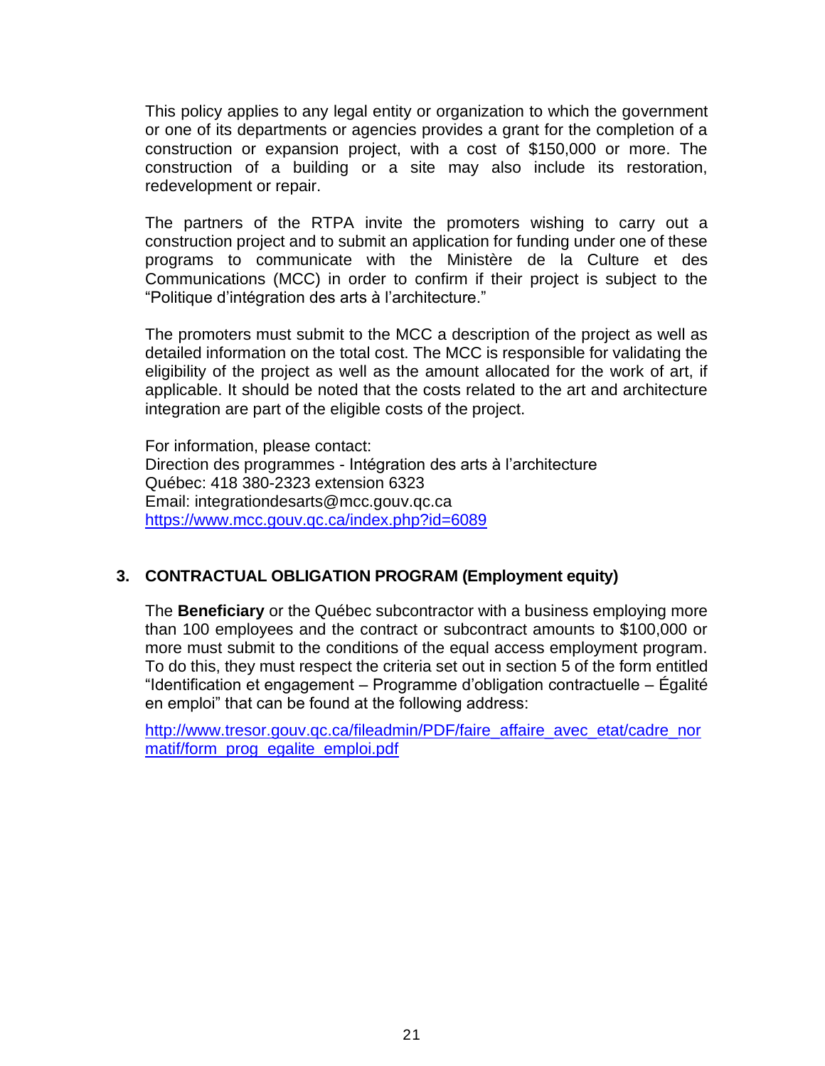This policy applies to any legal entity or organization to which the government or one of its departments or agencies provides a grant for the completion of a construction or expansion project, with a cost of $150,000 or more. The construction of a building or a site may also include its restoration, redevelopment or repair.

The partners of the RTPA invite the promoters wishing to carry out a construction project and to submit an application for funding under one of these programs to communicate with the Ministère de la Culture et des Communications (MCC) in order to confirm if their project is subject to the "Politique d'intégration des arts à l'architecture."

The promoters must submit to the MCC a description of the project as well as detailed information on the total cost. The MCC is responsible for validating the eligibility of the project as well as the amount allocated for the work of art, if applicable. It should be noted that the costs related to the art and architecture integration are part of the eligible costs of the project.

For information, please contact:
Direction des programmes - Intégration des arts à l'architecture
Québec: 418 380-2323 extension 6323
Email: integrationdesarts@mcc.gouv.qc.ca
https://www.mcc.gouv.qc.ca/index.php?id=6089

## 3. CONTRACTUAL OBLIGATION PROGRAM (Employment equity)

The **Beneficiary** or the Québec subcontractor with a business employing more than 100 employees and the contract or subcontract amounts to $100,000 or more must submit to the conditions of the equal access employment program. To do this, they must respect the criteria set out in section 5 of the form entitled "Identification et engagement – Programme d'obligation contractuelle – Égalité en emploi" that can be found at the following address:

http://www.tresor.gouv.qc.ca/fileadmin/PDF/faire_affaire_avec_etat/cadre_normatif/form_prog_egalite_emploi.pdf